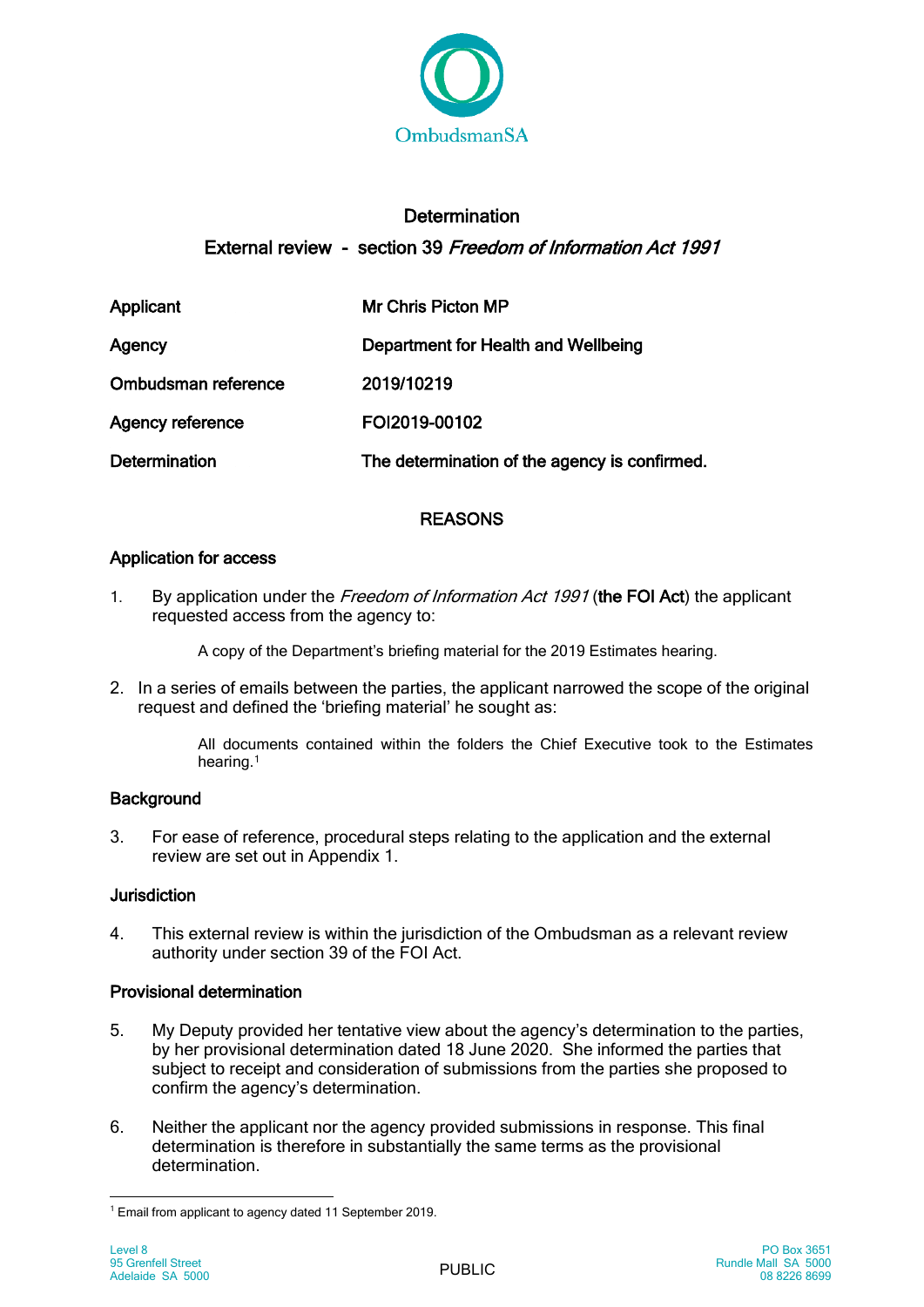OmbudsmanSA

# Determination

## External review - section 39 *Freedom of Information Act 1991*

| | |
|---|---|
| Applicant | Mr Chris Picton MP |
| Agency | Department for Health and Wellbeing |
| Ombudsman reference | 2019/10219 |
| Agency reference | FOI2019-00102 |
| Determination | The determination of the agency is confirmed. |

## REASONS

### Application for access

1. By application under the *Freedom of Information Act 1991* (**the FOI Act**) the applicant requested access from the agency to:

   > A copy of the Department's briefing material for the 2019 Estimates hearing.

2. In a series of emails between the parties, the applicant narrowed the scope of the original request and defined the 'briefing material' he sought as:

   > All documents contained within the folders the Chief Executive took to the Estimates hearing.[1]

### Background

3. For ease of reference, procedural steps relating to the application and the external review are set out in Appendix 1.

### Jurisdiction

4. This external review is within the jurisdiction of the Ombudsman as a relevant review authority under section 39 of the FOI Act.

### Provisional determination

5. My Deputy provided her tentative view about the agency's determination to the parties, by her provisional determination dated 18 June 2020. She informed the parties that subject to receipt and consideration of submissions from the parties she proposed to confirm the agency's determination.

6. Neither the applicant nor the agency provided submissions in response. This final determination is therefore in substantially the same terms as the provisional determination.

[1] Email from applicant to agency dated 11 September 2019.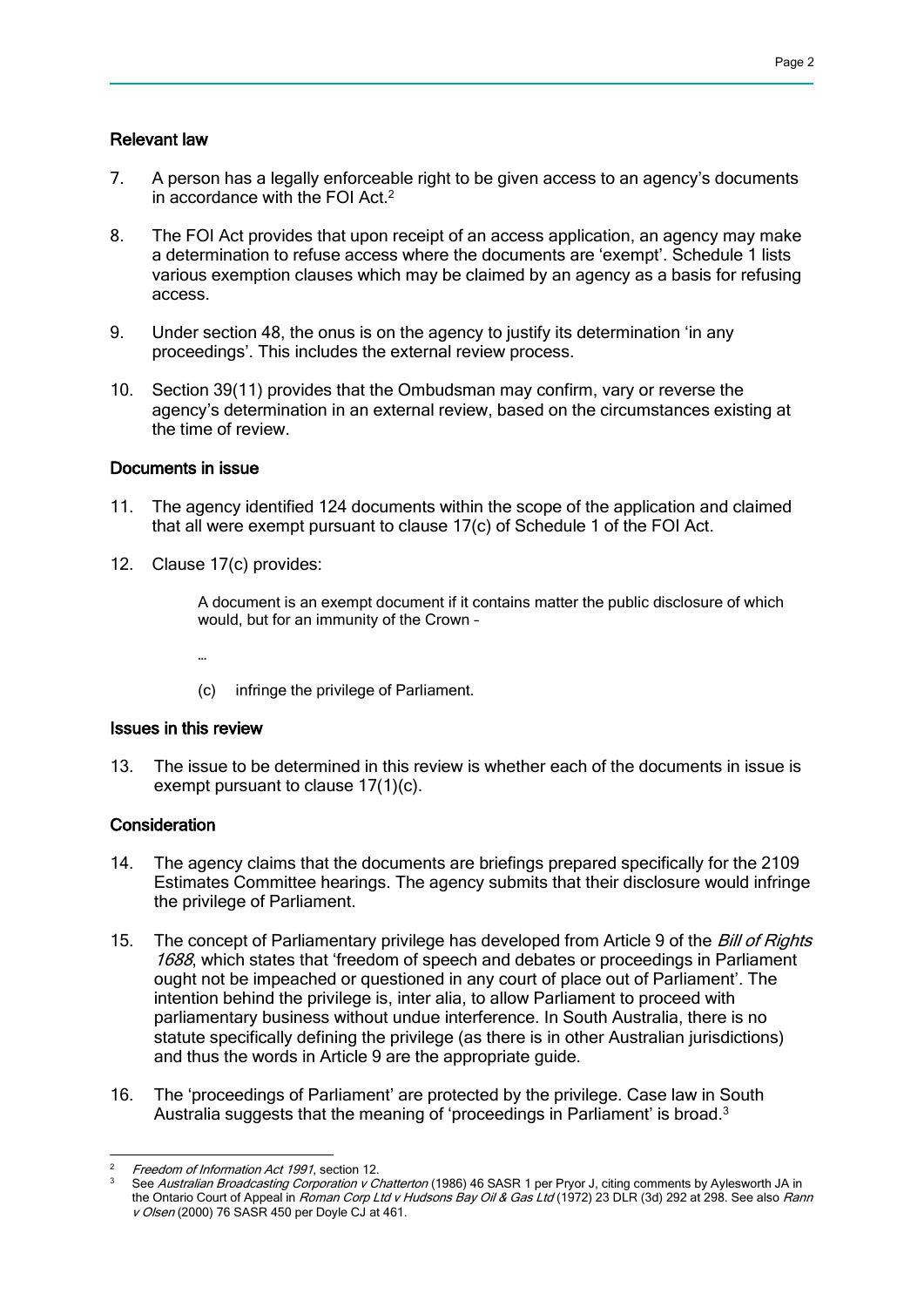## Relevant law

7. A person has a legally enforceable right to be given access to an agency's documents in accordance with the FOI Act.[2]

8. The FOI Act provides that upon receipt of an access application, an agency may make a determination to refuse access where the documents are 'exempt'. Schedule 1 lists various exemption clauses which may be claimed by an agency as a basis for refusing access.

9. Under section 48, the onus is on the agency to justify its determination 'in any proceedings'. This includes the external review process.

10. Section 39(11) provides that the Ombudsman may confirm, vary or reverse the agency's determination in an external review, based on the circumstances existing at the time of review.

## Documents in issue

11. The agency identified 124 documents within the scope of the application and claimed that all were exempt pursuant to clause 17(c) of Schedule 1 of the FOI Act.

12. Clause 17(c) provides:

> A document is an exempt document if it contains matter the public disclosure of which would, but for an immunity of the Crown –
>
> …
>
> (c) infringe the privilege of Parliament.

## Issues in this review

13. The issue to be determined in this review is whether each of the documents in issue is exempt pursuant to clause 17(1)(c).

## Consideration

14. The agency claims that the documents are briefings prepared specifically for the 2109 Estimates Committee hearings. The agency submits that their disclosure would infringe the privilege of Parliament.

15. The concept of Parliamentary privilege has developed from Article 9 of the *Bill of Rights 1688*, which states that 'freedom of speech and debates or proceedings in Parliament ought not be impeached or questioned in any court of place out of Parliament'. The intention behind the privilege is, inter alia, to allow Parliament to proceed with parliamentary business without undue interference. In South Australia, there is no statute specifically defining the privilege (as there is in other Australian jurisdictions) and thus the words in Article 9 are the appropriate guide.

16. The 'proceedings of Parliament' are protected by the privilege. Case law in South Australia suggests that the meaning of 'proceedings in Parliament' is broad.[3]

---

[2] *Freedom of Information Act 1991*, section 12.

[3] See *Australian Broadcasting Corporation v Chatterton* (1986) 46 SASR 1 per Pryor J, citing comments by Aylesworth JA in the Ontario Court of Appeal in *Roman Corp Ltd v Hudsons Bay Oil & Gas Ltd* (1972) 23 DLR (3d) 292 at 298. See also *Rann v Olsen* (2000) 76 SASR 450 per Doyle CJ at 461.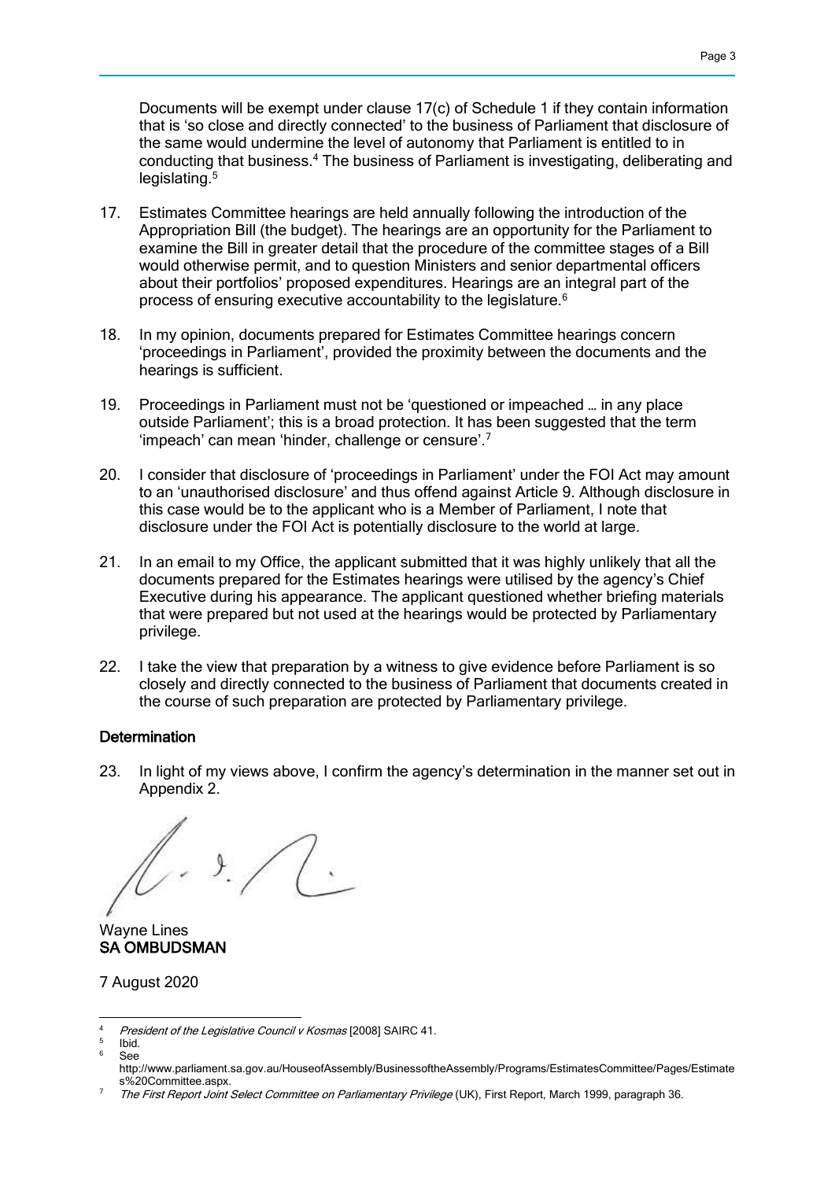Documents will be exempt under clause 17(c) of Schedule 1 if they contain information that is 'so close and directly connected' to the business of Parliament that disclosure of the same would undermine the level of autonomy that Parliament is entitled to in conducting that business.[4] The business of Parliament is investigating, deliberating and legislating.[5]

17. Estimates Committee hearings are held annually following the introduction of the Appropriation Bill (the budget). The hearings are an opportunity for the Parliament to examine the Bill in greater detail that the procedure of the committee stages of a Bill would otherwise permit, and to question Ministers and senior departmental officers about their portfolios' proposed expenditures. Hearings are an integral part of the process of ensuring executive accountability to the legislature.[6]

18. In my opinion, documents prepared for Estimates Committee hearings concern 'proceedings in Parliament', provided the proximity between the documents and the hearings is sufficient.

19. Proceedings in Parliament must not be 'questioned or impeached … in any place outside Parliament'; this is a broad protection. It has been suggested that the term 'impeach' can mean 'hinder, challenge or censure'.[7]

20. I consider that disclosure of 'proceedings in Parliament' under the FOI Act may amount to an 'unauthorised disclosure' and thus offend against Article 9. Although disclosure in this case would be to the applicant who is a Member of Parliament, I note that disclosure under the FOI Act is potentially disclosure to the world at large.

21. In an email to my Office, the applicant submitted that it was highly unlikely that all the documents prepared for the Estimates hearings were utilised by the agency's Chief Executive during his appearance. The applicant questioned whether briefing materials that were prepared but not used at the hearings would be protected by Parliamentary privilege.

22. I take the view that preparation by a witness to give evidence before Parliament is so closely and directly connected to the business of Parliament that documents created in the course of such preparation are protected by Parliamentary privilege.

## Determination

23. In light of my views above, I confirm the agency's determination in the manner set out in Appendix 2.

Wayne Lines
**SA OMBUDSMAN**

7 August 2020

---

[4] *President of the Legislative Council v Kosmas* [2008] SAIRC 41.

[5] Ibid.

[6] See http://www.parliament.sa.gov.au/HouseofAssembly/BusinessoftheAssembly/Programs/EstimatesCommittee/Pages/Estimates%20Committee.aspx.

[7] *The First Report Joint Select Committee on Parliamentary Privilege* (UK), First Report, March 1999, paragraph 36.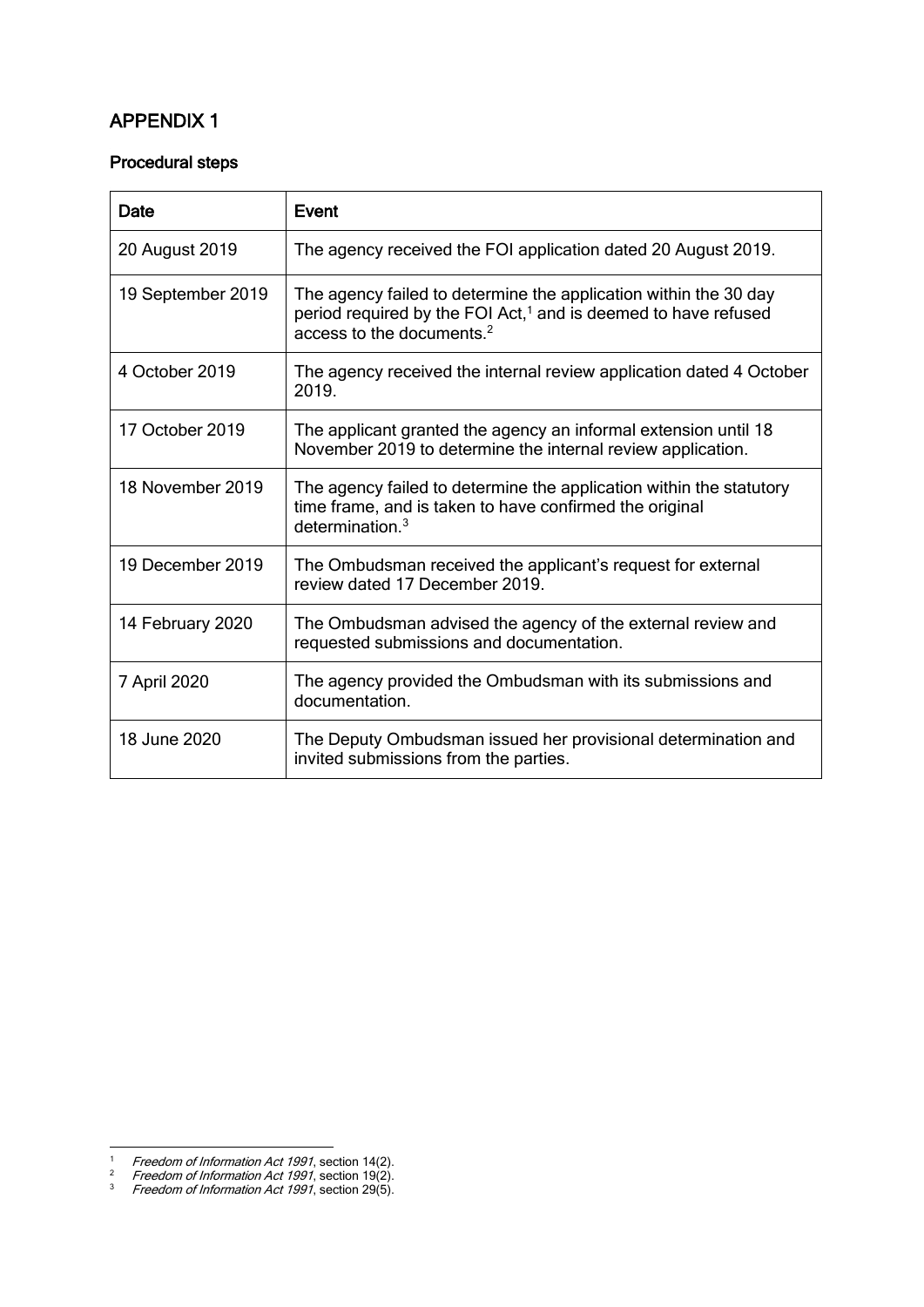## APPENDIX 1

### Procedural steps

| Date | Event |
|---|---|
| 20 August 2019 | The agency received the FOI application dated 20 August 2019. |
| 19 September 2019 | The agency failed to determine the application within the 30 day period required by the FOI Act,[1] and is deemed to have refused access to the documents.[2] |
| 4 October 2019 | The agency received the internal review application dated 4 October 2019. |
| 17 October 2019 | The applicant granted the agency an informal extension until 18 November 2019 to determine the internal review application. |
| 18 November 2019 | The agency failed to determine the application within the statutory time frame, and is taken to have confirmed the original determination.[3] |
| 19 December 2019 | The Ombudsman received the applicant's request for external review dated 17 December 2019. |
| 14 February 2020 | The Ombudsman advised the agency of the external review and requested submissions and documentation. |
| 7 April 2020 | The agency provided the Ombudsman with its submissions and documentation. |
| 18 June 2020 | The Deputy Ombudsman issued her provisional determination and invited submissions from the parties. |

[1] *Freedom of Information Act 1991*, section 14(2).
[2] *Freedom of Information Act 1991*, section 19(2).
[3] *Freedom of Information Act 1991*, section 29(5).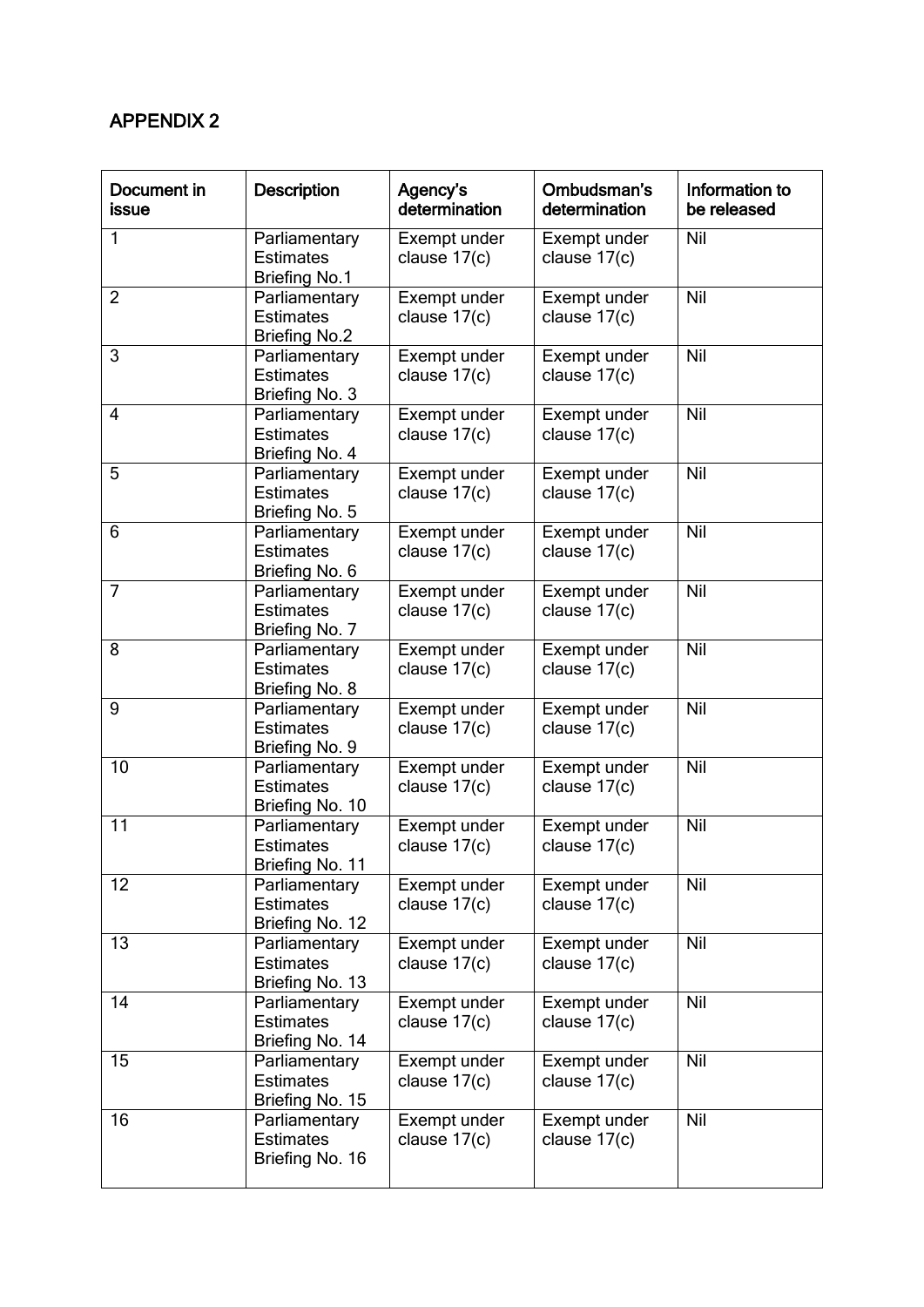## APPENDIX 2

| Document in issue | Description | Agency's determination | Ombudsman's determination | Information to be released |
|---|---|---|---|---|
| 1 | Parliamentary Estimates Briefing No.1 | Exempt under clause 17(c) | Exempt under clause 17(c) | Nil |
| 2 | Parliamentary Estimates Briefing No.2 | Exempt under clause 17(c) | Exempt under clause 17(c) | Nil |
| 3 | Parliamentary Estimates Briefing No. 3 | Exempt under clause 17(c) | Exempt under clause 17(c) | Nil |
| 4 | Parliamentary Estimates Briefing No. 4 | Exempt under clause 17(c) | Exempt under clause 17(c) | Nil |
| 5 | Parliamentary Estimates Briefing No. 5 | Exempt under clause 17(c) | Exempt under clause 17(c) | Nil |
| 6 | Parliamentary Estimates Briefing No. 6 | Exempt under clause 17(c) | Exempt under clause 17(c) | Nil |
| 7 | Parliamentary Estimates Briefing No. 7 | Exempt under clause 17(c) | Exempt under clause 17(c) | Nil |
| 8 | Parliamentary Estimates Briefing No. 8 | Exempt under clause 17(c) | Exempt under clause 17(c) | Nil |
| 9 | Parliamentary Estimates Briefing No. 9 | Exempt under clause 17(c) | Exempt under clause 17(c) | Nil |
| 10 | Parliamentary Estimates Briefing No. 10 | Exempt under clause 17(c) | Exempt under clause 17(c) | Nil |
| 11 | Parliamentary Estimates Briefing No. 11 | Exempt under clause 17(c) | Exempt under clause 17(c) | Nil |
| 12 | Parliamentary Estimates Briefing No. 12 | Exempt under clause 17(c) | Exempt under clause 17(c) | Nil |
| 13 | Parliamentary Estimates Briefing No. 13 | Exempt under clause 17(c) | Exempt under clause 17(c) | Nil |
| 14 | Parliamentary Estimates Briefing No. 14 | Exempt under clause 17(c) | Exempt under clause 17(c) | Nil |
| 15 | Parliamentary Estimates Briefing No. 15 | Exempt under clause 17(c) | Exempt under clause 17(c) | Nil |
| 16 | Parliamentary Estimates Briefing No. 16 | Exempt under clause 17(c) | Exempt under clause 17(c) | Nil |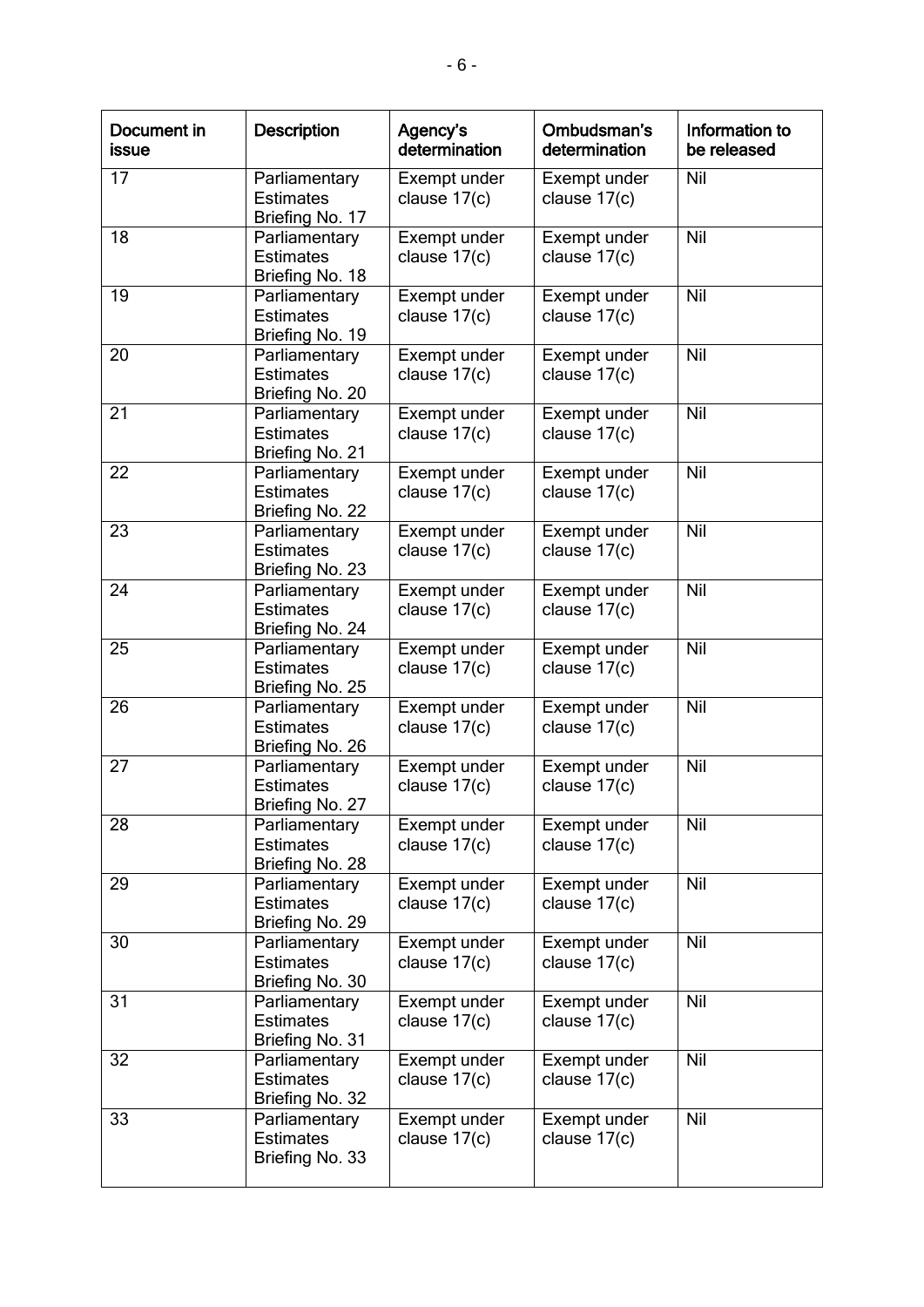| Document in issue | Description | Agency's determination | Ombudsman's determination | Information to be released |
|---|---|---|---|---|
| 17 | Parliamentary Estimates Briefing No. 17 | Exempt under clause 17(c) | Exempt under clause 17(c) | Nil |
| 18 | Parliamentary Estimates Briefing No. 18 | Exempt under clause 17(c) | Exempt under clause 17(c) | Nil |
| 19 | Parliamentary Estimates Briefing No. 19 | Exempt under clause 17(c) | Exempt under clause 17(c) | Nil |
| 20 | Parliamentary Estimates Briefing No. 20 | Exempt under clause 17(c) | Exempt under clause 17(c) | Nil |
| 21 | Parliamentary Estimates Briefing No. 21 | Exempt under clause 17(c) | Exempt under clause 17(c) | Nil |
| 22 | Parliamentary Estimates Briefing No. 22 | Exempt under clause 17(c) | Exempt under clause 17(c) | Nil |
| 23 | Parliamentary Estimates Briefing No. 23 | Exempt under clause 17(c) | Exempt under clause 17(c) | Nil |
| 24 | Parliamentary Estimates Briefing No. 24 | Exempt under clause 17(c) | Exempt under clause 17(c) | Nil |
| 25 | Parliamentary Estimates Briefing No. 25 | Exempt under clause 17(c) | Exempt under clause 17(c) | Nil |
| 26 | Parliamentary Estimates Briefing No. 26 | Exempt under clause 17(c) | Exempt under clause 17(c) | Nil |
| 27 | Parliamentary Estimates Briefing No. 27 | Exempt under clause 17(c) | Exempt under clause 17(c) | Nil |
| 28 | Parliamentary Estimates Briefing No. 28 | Exempt under clause 17(c) | Exempt under clause 17(c) | Nil |
| 29 | Parliamentary Estimates Briefing No. 29 | Exempt under clause 17(c) | Exempt under clause 17(c) | Nil |
| 30 | Parliamentary Estimates Briefing No. 30 | Exempt under clause 17(c) | Exempt under clause 17(c) | Nil |
| 31 | Parliamentary Estimates Briefing No. 31 | Exempt under clause 17(c) | Exempt under clause 17(c) | Nil |
| 32 | Parliamentary Estimates Briefing No. 32 | Exempt under clause 17(c) | Exempt under clause 17(c) | Nil |
| 33 | Parliamentary Estimates Briefing No. 33 | Exempt under clause 17(c) | Exempt under clause 17(c) | Nil |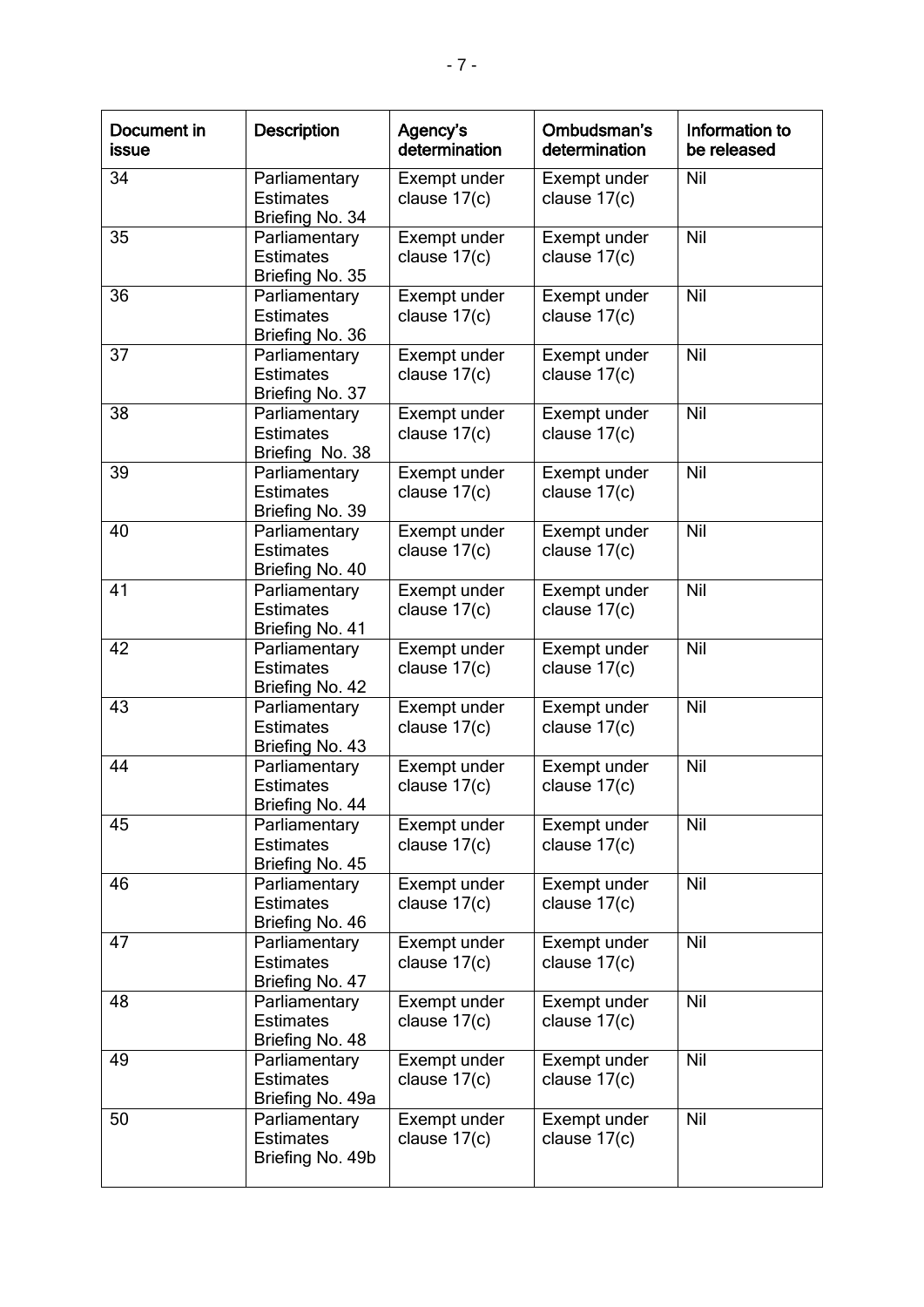| Document in issue | Description | Agency's determination | Ombudsman's determination | Information to be released |
| --- | --- | --- | --- | --- |
| 34 | Parliamentary Estimates Briefing No. 34 | Exempt under clause 17(c) | Exempt under clause 17(c) | Nil |
| 35 | Parliamentary Estimates Briefing No. 35 | Exempt under clause 17(c) | Exempt under clause 17(c) | Nil |
| 36 | Parliamentary Estimates Briefing No. 36 | Exempt under clause 17(c) | Exempt under clause 17(c) | Nil |
| 37 | Parliamentary Estimates Briefing No. 37 | Exempt under clause 17(c) | Exempt under clause 17(c) | Nil |
| 38 | Parliamentary Estimates Briefing No. 38 | Exempt under clause 17(c) | Exempt under clause 17(c) | Nil |
| 39 | Parliamentary Estimates Briefing No. 39 | Exempt under clause 17(c) | Exempt under clause 17(c) | Nil |
| 40 | Parliamentary Estimates Briefing No. 40 | Exempt under clause 17(c) | Exempt under clause 17(c) | Nil |
| 41 | Parliamentary Estimates Briefing No. 41 | Exempt under clause 17(c) | Exempt under clause 17(c) | Nil |
| 42 | Parliamentary Estimates Briefing No. 42 | Exempt under clause 17(c) | Exempt under clause 17(c) | Nil |
| 43 | Parliamentary Estimates Briefing No. 43 | Exempt under clause 17(c) | Exempt under clause 17(c) | Nil |
| 44 | Parliamentary Estimates Briefing No. 44 | Exempt under clause 17(c) | Exempt under clause 17(c) | Nil |
| 45 | Parliamentary Estimates Briefing No. 45 | Exempt under clause 17(c) | Exempt under clause 17(c) | Nil |
| 46 | Parliamentary Estimates Briefing No. 46 | Exempt under clause 17(c) | Exempt under clause 17(c) | Nil |
| 47 | Parliamentary Estimates Briefing No. 47 | Exempt under clause 17(c) | Exempt under clause 17(c) | Nil |
| 48 | Parliamentary Estimates Briefing No. 48 | Exempt under clause 17(c) | Exempt under clause 17(c) | Nil |
| 49 | Parliamentary Estimates Briefing No. 49a | Exempt under clause 17(c) | Exempt under clause 17(c) | Nil |
| 50 | Parliamentary Estimates Briefing No. 49b | Exempt under clause 17(c) | Exempt under clause 17(c) | Nil |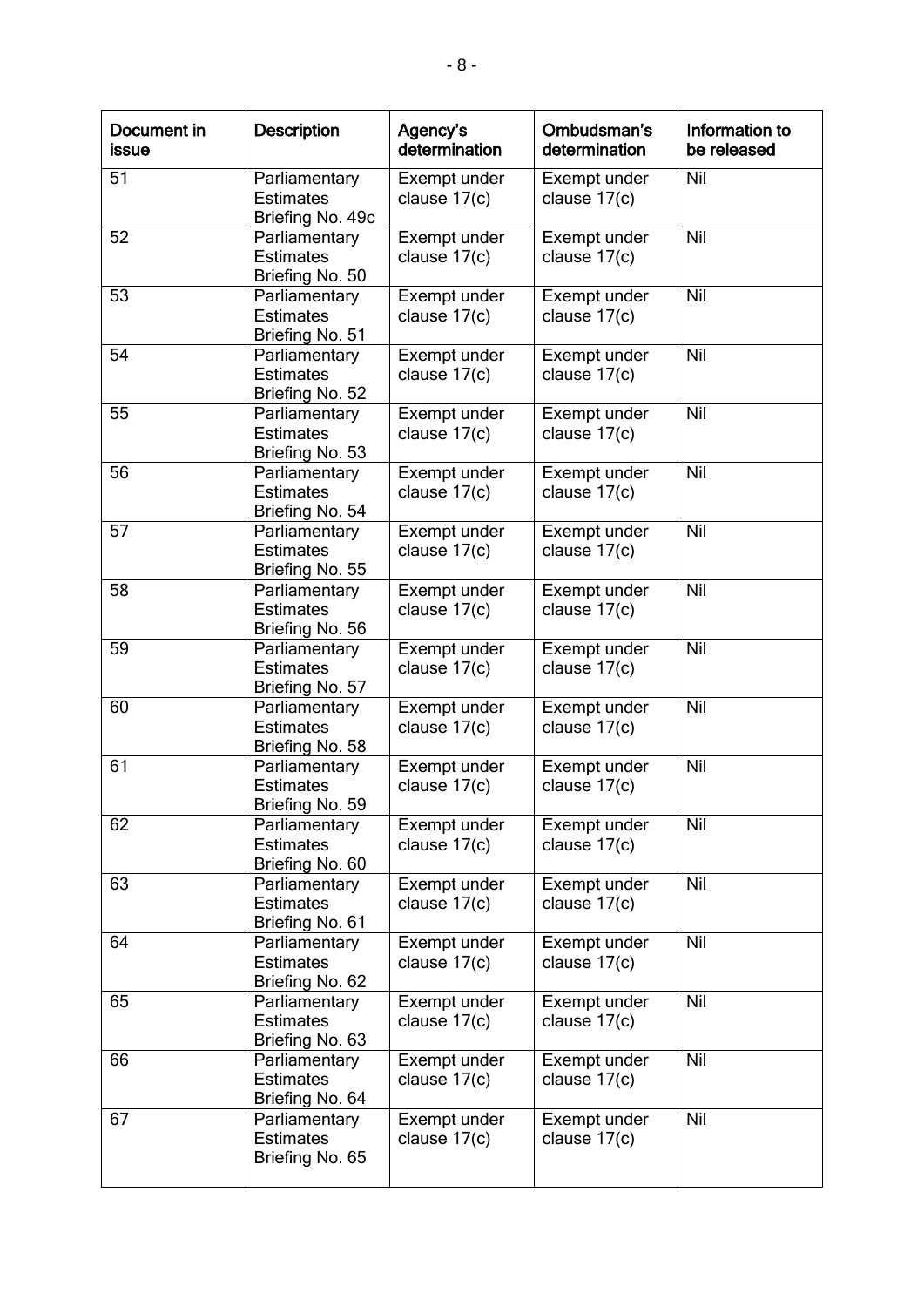| Document in issue | Description | Agency's determination | Ombudsman's determination | Information to be released |
|---|---|---|---|---|
| 51 | Parliamentary Estimates Briefing No. 49c | Exempt under clause 17(c) | Exempt under clause 17(c) | Nil |
| 52 | Parliamentary Estimates Briefing No. 50 | Exempt under clause 17(c) | Exempt under clause 17(c) | Nil |
| 53 | Parliamentary Estimates Briefing No. 51 | Exempt under clause 17(c) | Exempt under clause 17(c) | Nil |
| 54 | Parliamentary Estimates Briefing No. 52 | Exempt under clause 17(c) | Exempt under clause 17(c) | Nil |
| 55 | Parliamentary Estimates Briefing No. 53 | Exempt under clause 17(c) | Exempt under clause 17(c) | Nil |
| 56 | Parliamentary Estimates Briefing No. 54 | Exempt under clause 17(c) | Exempt under clause 17(c) | Nil |
| 57 | Parliamentary Estimates Briefing No. 55 | Exempt under clause 17(c) | Exempt under clause 17(c) | Nil |
| 58 | Parliamentary Estimates Briefing No. 56 | Exempt under clause 17(c) | Exempt under clause 17(c) | Nil |
| 59 | Parliamentary Estimates Briefing No. 57 | Exempt under clause 17(c) | Exempt under clause 17(c) | Nil |
| 60 | Parliamentary Estimates Briefing No. 58 | Exempt under clause 17(c) | Exempt under clause 17(c) | Nil |
| 61 | Parliamentary Estimates Briefing No. 59 | Exempt under clause 17(c) | Exempt under clause 17(c) | Nil |
| 62 | Parliamentary Estimates Briefing No. 60 | Exempt under clause 17(c) | Exempt under clause 17(c) | Nil |
| 63 | Parliamentary Estimates Briefing No. 61 | Exempt under clause 17(c) | Exempt under clause 17(c) | Nil |
| 64 | Parliamentary Estimates Briefing No. 62 | Exempt under clause 17(c) | Exempt under clause 17(c) | Nil |
| 65 | Parliamentary Estimates Briefing No. 63 | Exempt under clause 17(c) | Exempt under clause 17(c) | Nil |
| 66 | Parliamentary Estimates Briefing No. 64 | Exempt under clause 17(c) | Exempt under clause 17(c) | Nil |
| 67 | Parliamentary Estimates Briefing No. 65 | Exempt under clause 17(c) | Exempt under clause 17(c) | Nil |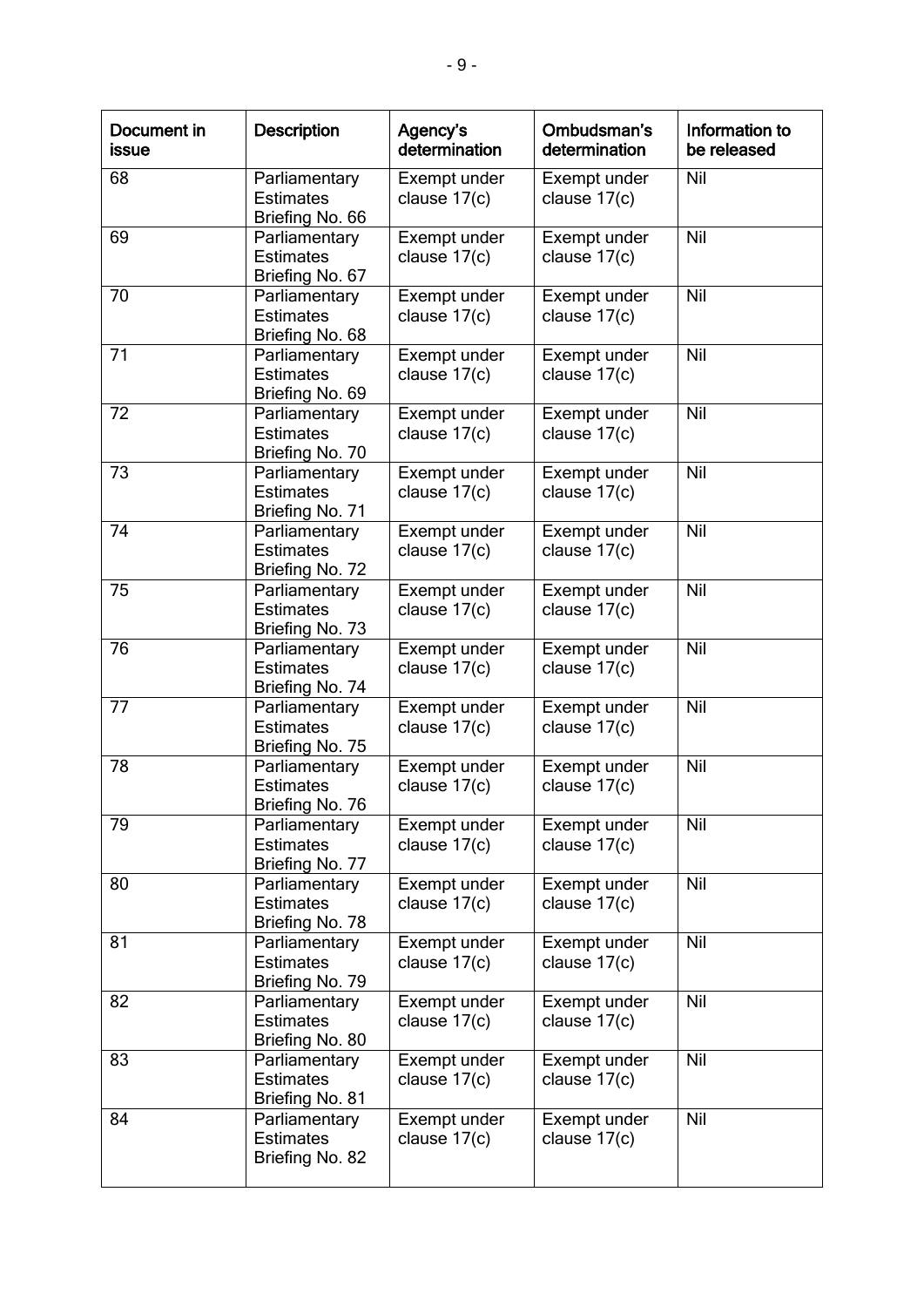| Document in issue | Description | Agency's determination | Ombudsman's determination | Information to be released |
|---|---|---|---|---|
| 68 | Parliamentary Estimates Briefing No. 66 | Exempt under clause 17(c) | Exempt under clause 17(c) | Nil |
| 69 | Parliamentary Estimates Briefing No. 67 | Exempt under clause 17(c) | Exempt under clause 17(c) | Nil |
| 70 | Parliamentary Estimates Briefing No. 68 | Exempt under clause 17(c) | Exempt under clause 17(c) | Nil |
| 71 | Parliamentary Estimates Briefing No. 69 | Exempt under clause 17(c) | Exempt under clause 17(c) | Nil |
| 72 | Parliamentary Estimates Briefing No. 70 | Exempt under clause 17(c) | Exempt under clause 17(c) | Nil |
| 73 | Parliamentary Estimates Briefing No. 71 | Exempt under clause 17(c) | Exempt under clause 17(c) | Nil |
| 74 | Parliamentary Estimates Briefing No. 72 | Exempt under clause 17(c) | Exempt under clause 17(c) | Nil |
| 75 | Parliamentary Estimates Briefing No. 73 | Exempt under clause 17(c) | Exempt under clause 17(c) | Nil |
| 76 | Parliamentary Estimates Briefing No. 74 | Exempt under clause 17(c) | Exempt under clause 17(c) | Nil |
| 77 | Parliamentary Estimates Briefing No. 75 | Exempt under clause 17(c) | Exempt under clause 17(c) | Nil |
| 78 | Parliamentary Estimates Briefing No. 76 | Exempt under clause 17(c) | Exempt under clause 17(c) | Nil |
| 79 | Parliamentary Estimates Briefing No. 77 | Exempt under clause 17(c) | Exempt under clause 17(c) | Nil |
| 80 | Parliamentary Estimates Briefing No. 78 | Exempt under clause 17(c) | Exempt under clause 17(c) | Nil |
| 81 | Parliamentary Estimates Briefing No. 79 | Exempt under clause 17(c) | Exempt under clause 17(c) | Nil |
| 82 | Parliamentary Estimates Briefing No. 80 | Exempt under clause 17(c) | Exempt under clause 17(c) | Nil |
| 83 | Parliamentary Estimates Briefing No. 81 | Exempt under clause 17(c) | Exempt under clause 17(c) | Nil |
| 84 | Parliamentary Estimates Briefing No. 82 | Exempt under clause 17(c) | Exempt under clause 17(c) | Nil |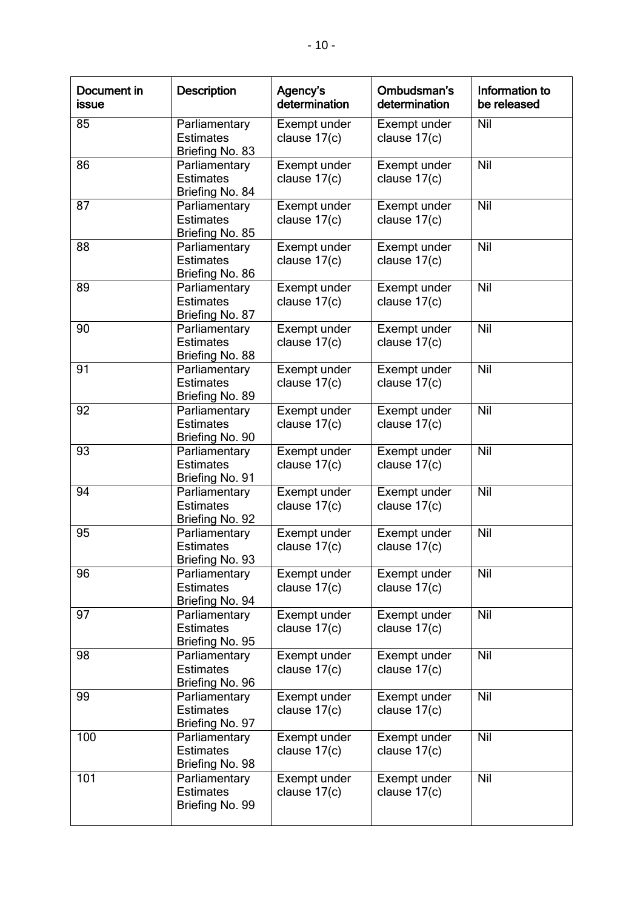| Document in issue | Description | Agency's determination | Ombudsman's determination | Information to be released |
|---|---|---|---|---|
| 85 | Parliamentary Estimates Briefing No. 83 | Exempt under clause 17(c) | Exempt under clause 17(c) | Nil |
| 86 | Parliamentary Estimates Briefing No. 84 | Exempt under clause 17(c) | Exempt under clause 17(c) | Nil |
| 87 | Parliamentary Estimates Briefing No. 85 | Exempt under clause 17(c) | Exempt under clause 17(c) | Nil |
| 88 | Parliamentary Estimates Briefing No. 86 | Exempt under clause 17(c) | Exempt under clause 17(c) | Nil |
| 89 | Parliamentary Estimates Briefing No. 87 | Exempt under clause 17(c) | Exempt under clause 17(c) | Nil |
| 90 | Parliamentary Estimates Briefing No. 88 | Exempt under clause 17(c) | Exempt under clause 17(c) | Nil |
| 91 | Parliamentary Estimates Briefing No. 89 | Exempt under clause 17(c) | Exempt under clause 17(c) | Nil |
| 92 | Parliamentary Estimates Briefing No. 90 | Exempt under clause 17(c) | Exempt under clause 17(c) | Nil |
| 93 | Parliamentary Estimates Briefing No. 91 | Exempt under clause 17(c) | Exempt under clause 17(c) | Nil |
| 94 | Parliamentary Estimates Briefing No. 92 | Exempt under clause 17(c) | Exempt under clause 17(c) | Nil |
| 95 | Parliamentary Estimates Briefing No. 93 | Exempt under clause 17(c) | Exempt under clause 17(c) | Nil |
| 96 | Parliamentary Estimates Briefing No. 94 | Exempt under clause 17(c) | Exempt under clause 17(c) | Nil |
| 97 | Parliamentary Estimates Briefing No. 95 | Exempt under clause 17(c) | Exempt under clause 17(c) | Nil |
| 98 | Parliamentary Estimates Briefing No. 96 | Exempt under clause 17(c) | Exempt under clause 17(c) | Nil |
| 99 | Parliamentary Estimates Briefing No. 97 | Exempt under clause 17(c) | Exempt under clause 17(c) | Nil |
| 100 | Parliamentary Estimates Briefing No. 98 | Exempt under clause 17(c) | Exempt under clause 17(c) | Nil |
| 101 | Parliamentary Estimates Briefing No. 99 | Exempt under clause 17(c) | Exempt under clause 17(c) | Nil |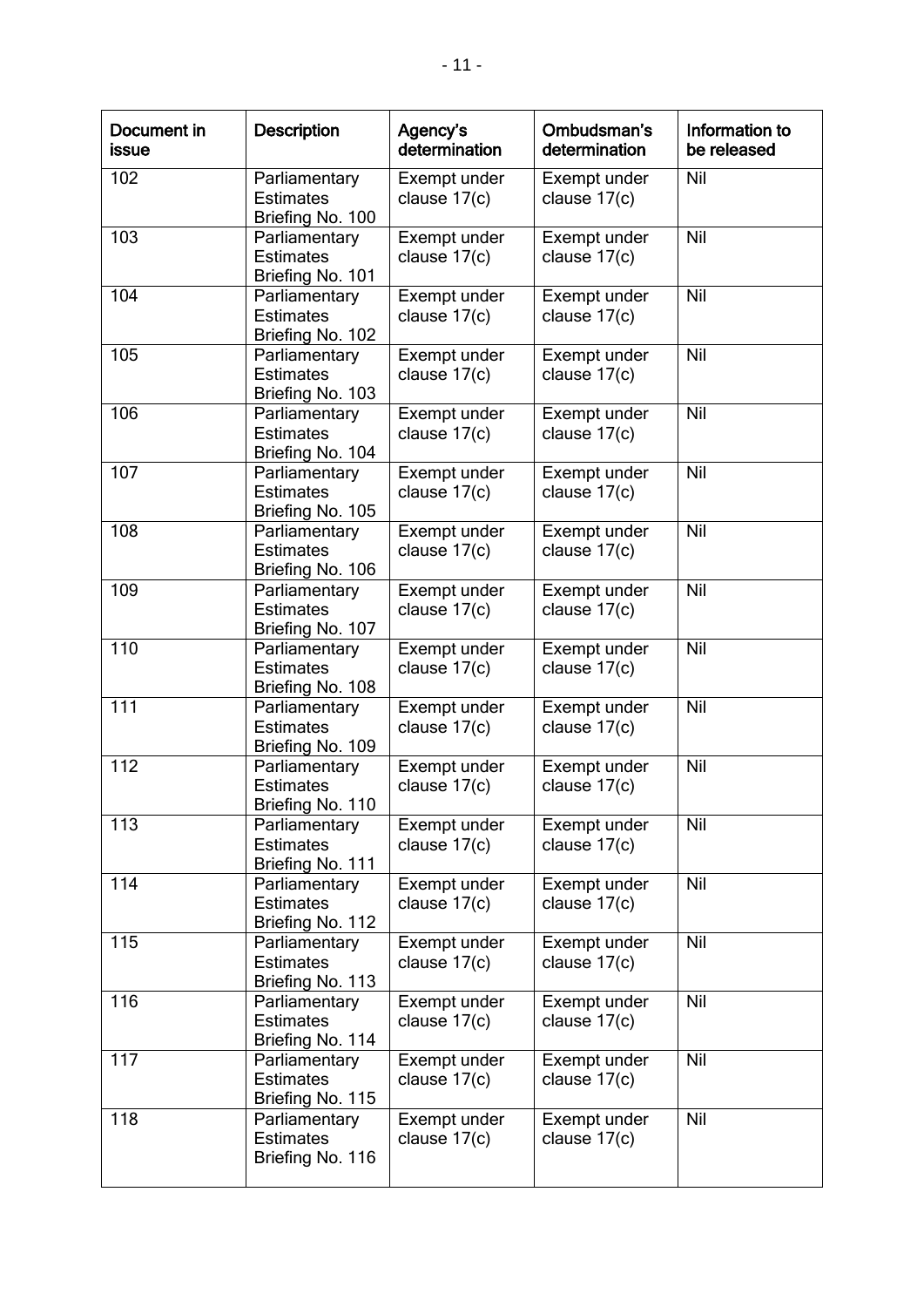| Document in issue | Description | Agency's determination | Ombudsman's determination | Information to be released |
|---|---|---|---|---|
| 102 | Parliamentary Estimates Briefing No. 100 | Exempt under clause 17(c) | Exempt under clause 17(c) | Nil |
| 103 | Parliamentary Estimates Briefing No. 101 | Exempt under clause 17(c) | Exempt under clause 17(c) | Nil |
| 104 | Parliamentary Estimates Briefing No. 102 | Exempt under clause 17(c) | Exempt under clause 17(c) | Nil |
| 105 | Parliamentary Estimates Briefing No. 103 | Exempt under clause 17(c) | Exempt under clause 17(c) | Nil |
| 106 | Parliamentary Estimates Briefing No. 104 | Exempt under clause 17(c) | Exempt under clause 17(c) | Nil |
| 107 | Parliamentary Estimates Briefing No. 105 | Exempt under clause 17(c) | Exempt under clause 17(c) | Nil |
| 108 | Parliamentary Estimates Briefing No. 106 | Exempt under clause 17(c) | Exempt under clause 17(c) | Nil |
| 109 | Parliamentary Estimates Briefing No. 107 | Exempt under clause 17(c) | Exempt under clause 17(c) | Nil |
| 110 | Parliamentary Estimates Briefing No. 108 | Exempt under clause 17(c) | Exempt under clause 17(c) | Nil |
| 111 | Parliamentary Estimates Briefing No. 109 | Exempt under clause 17(c) | Exempt under clause 17(c) | Nil |
| 112 | Parliamentary Estimates Briefing No. 110 | Exempt under clause 17(c) | Exempt under clause 17(c) | Nil |
| 113 | Parliamentary Estimates Briefing No. 111 | Exempt under clause 17(c) | Exempt under clause 17(c) | Nil |
| 114 | Parliamentary Estimates Briefing No. 112 | Exempt under clause 17(c) | Exempt under clause 17(c) | Nil |
| 115 | Parliamentary Estimates Briefing No. 113 | Exempt under clause 17(c) | Exempt under clause 17(c) | Nil |
| 116 | Parliamentary Estimates Briefing No. 114 | Exempt under clause 17(c) | Exempt under clause 17(c) | Nil |
| 117 | Parliamentary Estimates Briefing No. 115 | Exempt under clause 17(c) | Exempt under clause 17(c) | Nil |
| 118 | Parliamentary Estimates Briefing No. 116 | Exempt under clause 17(c) | Exempt under clause 17(c) | Nil |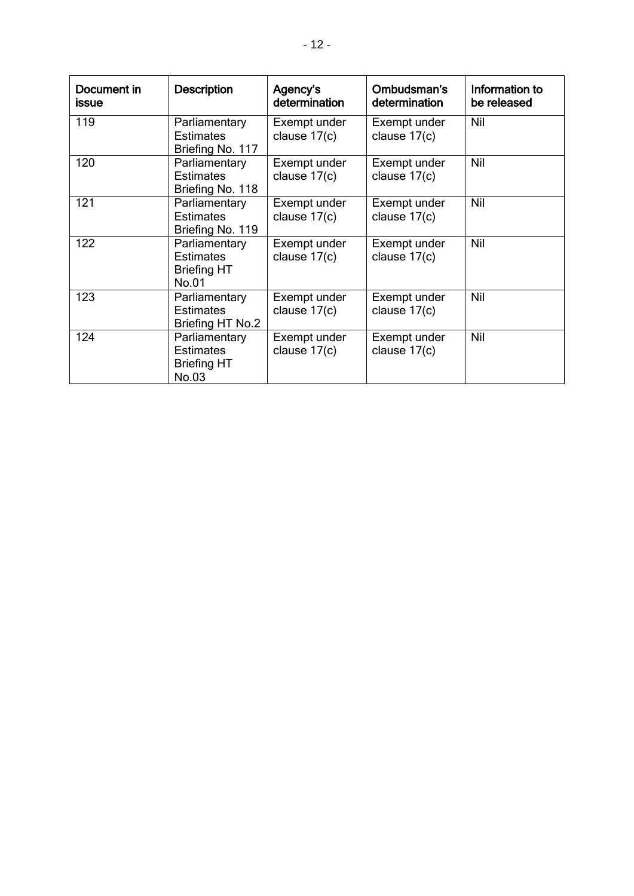| Document in issue | Description | Agency's determination | Ombudsman's determination | Information to be released |
| --- | --- | --- | --- | --- |
| 119 | Parliamentary Estimates Briefing No. 117 | Exempt under clause 17(c) | Exempt under clause 17(c) | Nil |
| 120 | Parliamentary Estimates Briefing No. 118 | Exempt under clause 17(c) | Exempt under clause 17(c) | Nil |
| 121 | Parliamentary Estimates Briefing No. 119 | Exempt under clause 17(c) | Exempt under clause 17(c) | Nil |
| 122 | Parliamentary Estimates Briefing HT No.01 | Exempt under clause 17(c) | Exempt under clause 17(c) | Nil |
| 123 | Parliamentary Estimates Briefing HT No.2 | Exempt under clause 17(c) | Exempt under clause 17(c) | Nil |
| 124 | Parliamentary Estimates Briefing HT No.03 | Exempt under clause 17(c) | Exempt under clause 17(c) | Nil |